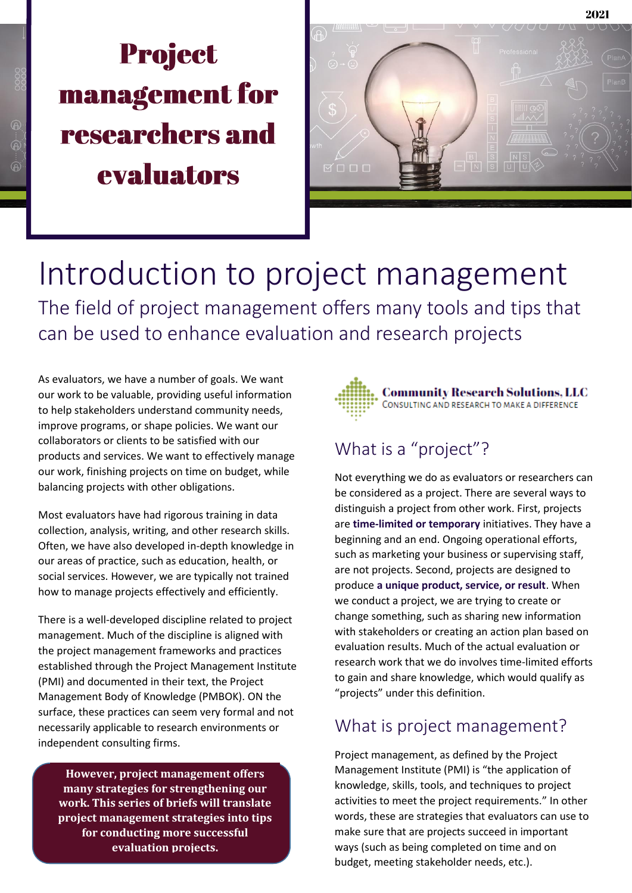2021

# Project management for researchers and evaluators

# Introduction to project management

## The field of project management offers many tools and tips that can be used to enhance evaluation and research projects

As evaluators, we have a number of goals. We want our work to be valuable, providing useful information to help stakeholders understand community needs, improve programs, or shape policies. We want our collaborators or clients to be satisfied with our products and services. We want to effectively manage our work, finishing projects on time on budget, while balancing projects with other obligations.

Most evaluators have had rigorous training in data collection, analysis, writing, and other research skills. Often, we have also developed in-depth knowledge in our areas of practice, such as education, health, or social services. However, we are typically not trained how to manage projects effectively and efficiently.

There is a well-developed discipline related to project management. Much of the discipline is aligned with the project management frameworks and practices established through the Project Management Institute (PMI) and documented in their text, the Project Management Body of Knowledge (PMBOK). ON the surface, these practices can seem very formal and not necessarily applicable to research environments or independent consulting firms.

**However, project management offers many strategies for strengthening our work. This series of briefs will translate project management strategies into tips for conducting more successful evaluation projects.**

**Community Research Solutions, LLC**
CONSULTING AND RESEARCH TO MAKE A DIFFERENCE

## What is a "project"?

Not everything we do as evaluators or researchers can be considered as a project. There are several ways to distinguish a project from other work. First, projects are **time-limited or temporary** initiatives. They have a beginning and an end. Ongoing operational efforts, such as marketing your business or supervising staff, are not projects. Second, projects are designed to produce **a unique product, service, or result**. When we conduct a project, we are trying to create or change something, such as sharing new information with stakeholders or creating an action plan based on evaluation results. Much of the actual evaluation or research work that we do involves time-limited efforts to gain and share knowledge, which would qualify as "projects" under this definition.

## What is project management?

Project management, as defined by the Project Management Institute (PMI) is "the application of knowledge, skills, tools, and techniques to project activities to meet the project requirements." In other words, these are strategies that evaluators can use to make sure that are projects succeed in important ways (such as being completed on time and on budget, meeting stakeholder needs, etc.).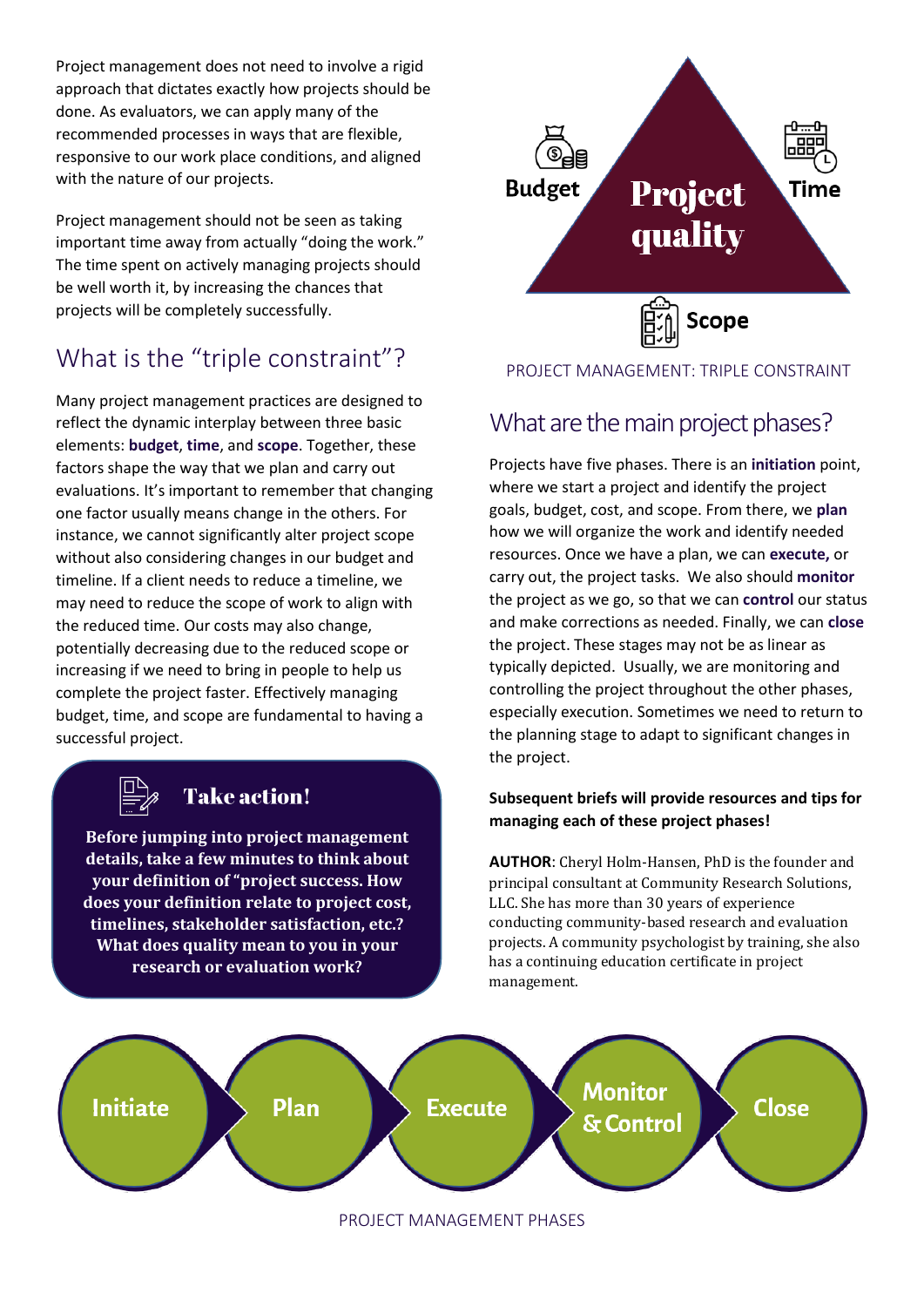Project management does not need to involve a rigid approach that dictates exactly how projects should be done. As evaluators, we can apply many of the recommended processes in ways that are flexible, responsive to our work place conditions, and aligned with the nature of our projects.

Project management should not be seen as taking important time away from actually "doing the work." The time spent on actively managing projects should be well worth it, by increasing the chances that projects will be completely successfully.

## What is the "triple constraint"?

Many project management practices are designed to reflect the dynamic interplay between three basic elements: **budget**, **time**, and **scope**. Together, these factors shape the way that we plan and carry out evaluations. It's important to remember that changing one factor usually means change in the others. For instance, we cannot significantly alter project scope without also considering changes in our budget and timeline. If a client needs to reduce a timeline, we may need to reduce the scope of work to align with the reduced time. Our costs may also change, potentially decreasing due to the reduced scope or increasing if we need to bring in people to help us complete the project faster. Effectively managing budget, time, and scope are fundamental to having a successful project.

### Take action!

**Before jumping into project management details, take a few minutes to think about your definition of "project success. How does your definition relate to project cost, timelines, stakeholder satisfaction, etc.? What does quality mean to you in your research or evaluation work?**

Budget

Time

Project quality

Scope

PROJECT MANAGEMENT: TRIPLE CONSTRAINT

## What are the main project phases?

Projects have five phases. There is an **initiation** point, where we start a project and identify the project goals, budget, cost, and scope. From there, we **plan** how we will organize the work and identify needed resources. Once we have a plan, we can **execute,** or carry out, the project tasks. We also should **monitor** the project as we go, so that we can **control** our status and make corrections as needed. Finally, we can **close** the project. These stages may not be as linear as typically depicted. Usually, we are monitoring and controlling the project throughout the other phases, especially execution. Sometimes we need to return to the planning stage to adapt to significant changes in the project.

**Subsequent briefs will provide resources and tips for managing each of these project phases!**

**AUTHOR**: Cheryl Holm-Hansen, PhD is the founder and principal consultant at Community Research Solutions, LLC. She has more than 30 years of experience conducting community-based research and evaluation projects. A community psychologist by training, she also has a continuing education certificate in project management.

Initiate

Plan

Execute

Monitor & Control

Close

PROJECT MANAGEMENT PHASES